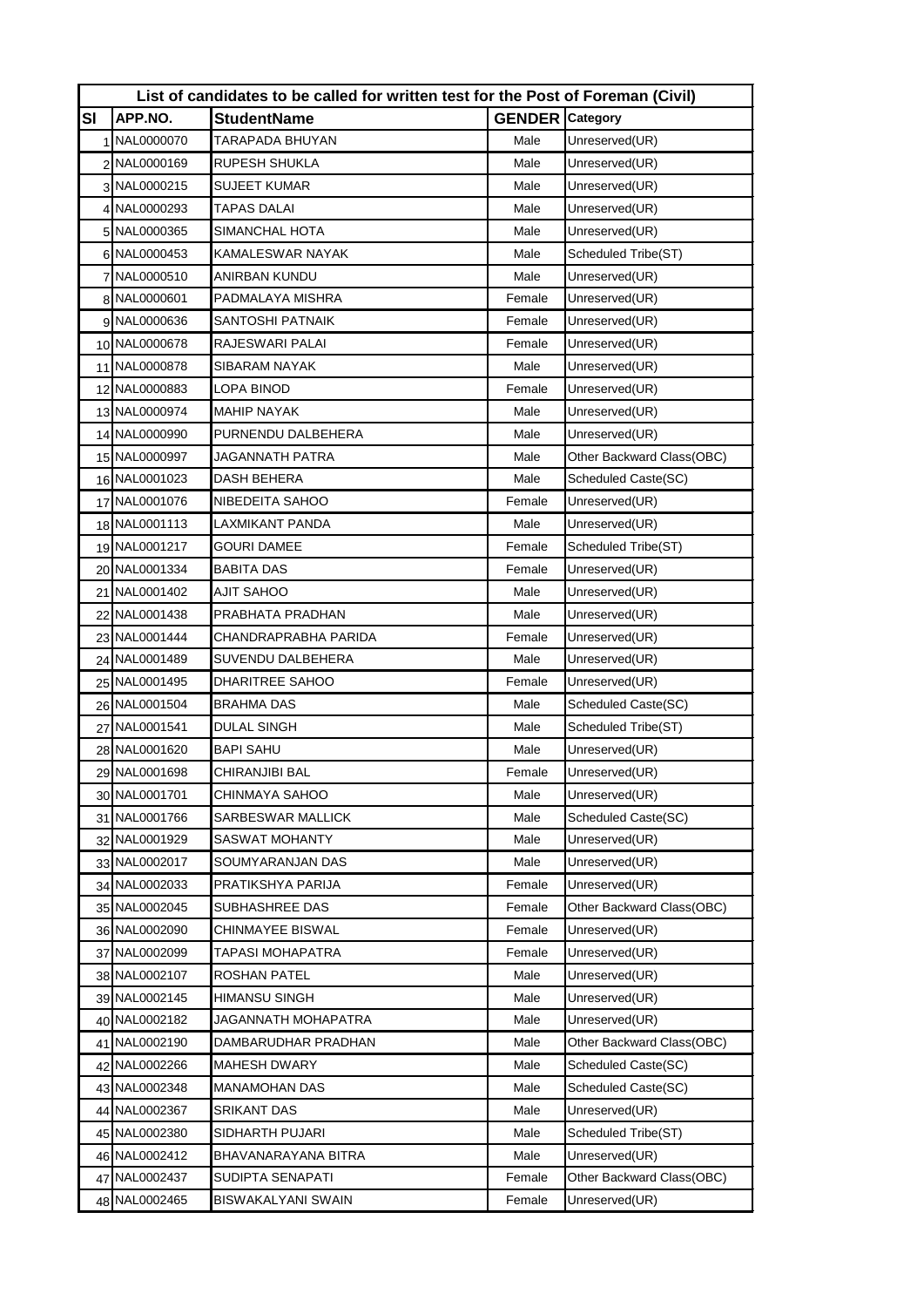**List of candidates to be called for written test for the Post of Foreman (Civil)**

| Sl | APP.NO. | StudentName | GENDER | Category |
|---|---|---|---|---|
| 1 | NAL0000070 | TARAPADA BHUYAN | Male | Unreserved(UR) |
| 2 | NAL0000169 | RUPESH SHUKLA | Male | Unreserved(UR) |
| 3 | NAL0000215 | SUJEET KUMAR | Male | Unreserved(UR) |
| 4 | NAL0000293 | TAPAS DALAI | Male | Unreserved(UR) |
| 5 | NAL0000365 | SIMANCHAL HOTA | Male | Unreserved(UR) |
| 6 | NAL0000453 | KAMALESWAR NAYAK | Male | Scheduled Tribe(ST) |
| 7 | NAL0000510 | ANIRBAN KUNDU | Male | Unreserved(UR) |
| 8 | NAL0000601 | PADMALAYA MISHRA | Female | Unreserved(UR) |
| 9 | NAL0000636 | SANTOSHI PATNAIK | Female | Unreserved(UR) |
| 10 | NAL0000678 | RAJESWARI PALAI | Female | Unreserved(UR) |
| 11 | NAL0000878 | SIBARAM NAYAK | Male | Unreserved(UR) |
| 12 | NAL0000883 | LOPA BINOD | Female | Unreserved(UR) |
| 13 | NAL0000974 | MAHIP NAYAK | Male | Unreserved(UR) |
| 14 | NAL0000990 | PURNENDU DALBEHERA | Male | Unreserved(UR) |
| 15 | NAL0000997 | JAGANNATH PATRA | Male | Other Backward Class(OBC) |
| 16 | NAL0001023 | DASH BEHERA | Male | Scheduled Caste(SC) |
| 17 | NAL0001076 | NIBEDEITA SAHOO | Female | Unreserved(UR) |
| 18 | NAL0001113 | LAXMIKANT PANDA | Male | Unreserved(UR) |
| 19 | NAL0001217 | GOURI DAMEE | Female | Scheduled Tribe(ST) |
| 20 | NAL0001334 | BABITA DAS | Female | Unreserved(UR) |
| 21 | NAL0001402 | AJIT SAHOO | Male | Unreserved(UR) |
| 22 | NAL0001438 | PRABHATA PRADHAN | Male | Unreserved(UR) |
| 23 | NAL0001444 | CHANDRAPRABHA PARIDA | Female | Unreserved(UR) |
| 24 | NAL0001489 | SUVENDU DALBEHERA | Male | Unreserved(UR) |
| 25 | NAL0001495 | DHARITREE SAHOO | Female | Unreserved(UR) |
| 26 | NAL0001504 | BRAHMA DAS | Male | Scheduled Caste(SC) |
| 27 | NAL0001541 | DULAL SINGH | Male | Scheduled Tribe(ST) |
| 28 | NAL0001620 | BAPI SAHU | Male | Unreserved(UR) |
| 29 | NAL0001698 | CHIRANJIBI BAL | Female | Unreserved(UR) |
| 30 | NAL0001701 | CHINMAYA SAHOO | Male | Unreserved(UR) |
| 31 | NAL0001766 | SARBESWAR MALLICK | Male | Scheduled Caste(SC) |
| 32 | NAL0001929 | SASWAT MOHANTY | Male | Unreserved(UR) |
| 33 | NAL0002017 | SOUMYARANJAN DAS | Male | Unreserved(UR) |
| 34 | NAL0002033 | PRATIKSHYA PARIJA | Female | Unreserved(UR) |
| 35 | NAL0002045 | SUBHASHREE DAS | Female | Other Backward Class(OBC) |
| 36 | NAL0002090 | CHINMAYEE BISWAL | Female | Unreserved(UR) |
| 37 | NAL0002099 | TAPASI MOHAPATRA | Female | Unreserved(UR) |
| 38 | NAL0002107 | ROSHAN PATEL | Male | Unreserved(UR) |
| 39 | NAL0002145 | HIMANSU SINGH | Male | Unreserved(UR) |
| 40 | NAL0002182 | JAGANNATH MOHAPATRA | Male | Unreserved(UR) |
| 41 | NAL0002190 | DAMBARUDHAR PRADHAN | Male | Other Backward Class(OBC) |
| 42 | NAL0002266 | MAHESH DWARY | Male | Scheduled Caste(SC) |
| 43 | NAL0002348 | MANAMOHAN DAS | Male | Scheduled Caste(SC) |
| 44 | NAL0002367 | SRIKANT DAS | Male | Unreserved(UR) |
| 45 | NAL0002380 | SIDHARTH PUJARI | Male | Scheduled Tribe(ST) |
| 46 | NAL0002412 | BHAVANARAYANA BITRA | Male | Unreserved(UR) |
| 47 | NAL0002437 | SUDIPTA SENAPATI | Female | Other Backward Class(OBC) |
| 48 | NAL0002465 | BISWAKALYANI SWAIN | Female | Unreserved(UR) |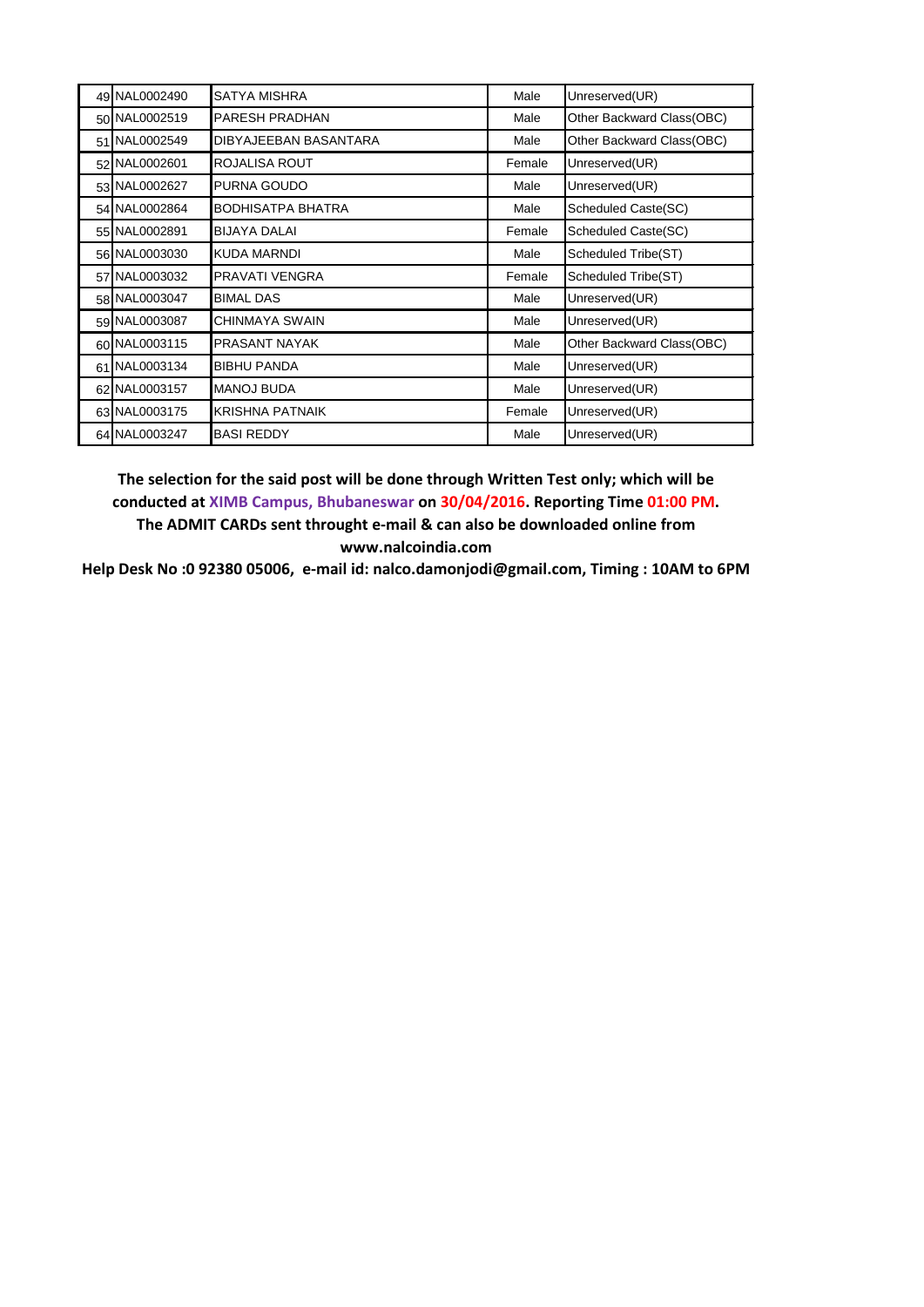| | | | | |
|---|---|---|---|---|
| 49 | NAL0002490 | SATYA MISHRA | Male | Unreserved(UR) |
| 50 | NAL0002519 | PARESH PRADHAN | Male | Other Backward Class(OBC) |
| 51 | NAL0002549 | DIBYAJEEBAN BASANTARA | Male | Other Backward Class(OBC) |
| 52 | NAL0002601 | ROJALISA ROUT | Female | Unreserved(UR) |
| 53 | NAL0002627 | PURNA GOUDO | Male | Unreserved(UR) |
| 54 | NAL0002864 | BODHISATPA BHATRA | Male | Scheduled Caste(SC) |
| 55 | NAL0002891 | BIJAYA DALAI | Female | Scheduled Caste(SC) |
| 56 | NAL0003030 | KUDA MARNDI | Male | Scheduled Tribe(ST) |
| 57 | NAL0003032 | PRAVATI VENGRA | Female | Scheduled Tribe(ST) |
| 58 | NAL0003047 | BIMAL DAS | Male | Unreserved(UR) |
| 59 | NAL0003087 | CHINMAYA SWAIN | Male | Unreserved(UR) |
| 60 | NAL0003115 | PRASANT NAYAK | Male | Other Backward Class(OBC) |
| 61 | NAL0003134 | BIBHU PANDA | Male | Unreserved(UR) |
| 62 | NAL0003157 | MANOJ BUDA | Male | Unreserved(UR) |
| 63 | NAL0003175 | KRISHNA PATNAIK | Female | Unreserved(UR) |
| 64 | NAL0003247 | BASI REDDY | Male | Unreserved(UR) |

**The selection for the said post will be done through Written Test only; which will be conducted at XIMB Campus, Bhubaneswar on 30/04/2016. Reporting Time 01:00 PM.**
**The ADMIT CARDs sent throught e-mail & can also be downloaded online from www.nalcoindia.com**

**Help Desk No :0 92380 05006, e-mail id: nalco.damonjodi@gmail.com, Timing : 10AM to 6PM**